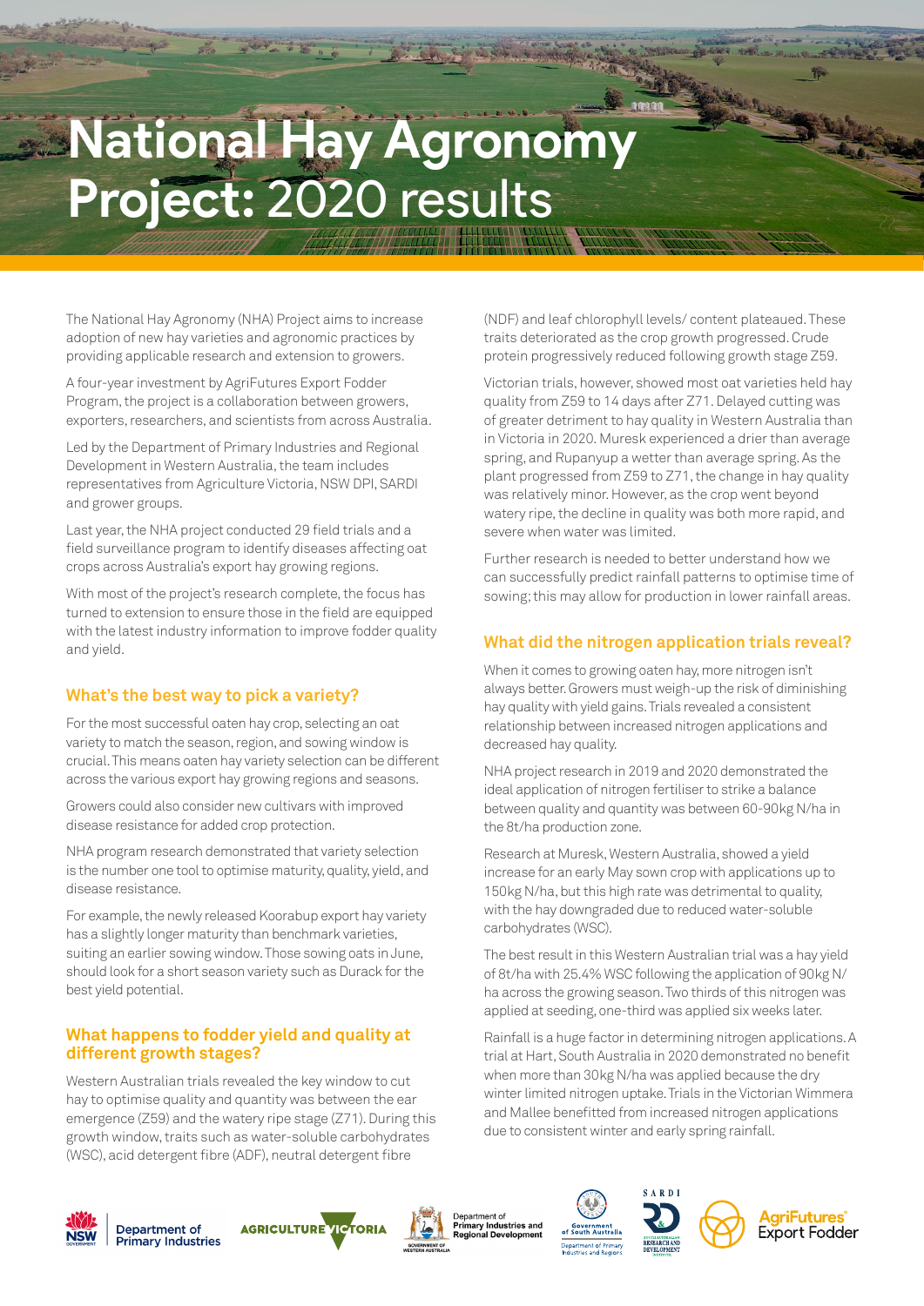# National Hay Agronomy Project: 2020 results

The National Hay Agronomy (NHA) Project aims to increase adoption of new hay varieties and agronomic practices by providing applicable research and extension to growers.

A four-year investment by AgriFutures Export Fodder Program, the project is a collaboration between growers, exporters, researchers, and scientists from across Australia.

Led by the Department of Primary Industries and Regional Development in Western Australia, the team includes representatives from Agriculture Victoria, NSW DPI, SARDI and grower groups.

Last year, the NHA project conducted 29 field trials and a field surveillance program to identify diseases affecting oat crops across Australia's export hay growing regions.

With most of the project's research complete, the focus has turned to extension to ensure those in the field are equipped with the latest industry information to improve fodder quality and yield.

## What's the best way to pick a variety?

For the most successful oaten hay crop, selecting an oat variety to match the season, region, and sowing window is crucial. This means oaten hay variety selection can be different across the various export hay growing regions and seasons.

Growers could also consider new cultivars with improved disease resistance for added crop protection.

NHA program research demonstrated that variety selection is the number one tool to optimise maturity, quality, yield, and disease resistance.

For example, the newly released Koorabup export hay variety has a slightly longer maturity than benchmark varieties, suiting an earlier sowing window. Those sowing oats in June, should look for a short season variety such as Durack for the best yield potential.

## What happens to fodder yield and quality at different growth stages?

Western Australian trials revealed the key window to cut hay to optimise quality and quantity was between the ear emergence (Z59) and the watery ripe stage (Z71). During this growth window, traits such as water-soluble carbohydrates (WSC), acid detergent fibre (ADF), neutral detergent fibre (NDF) and leaf chlorophyll levels/ content plateaued. These traits deteriorated as the crop growth progressed. Crude protein progressively reduced following growth stage Z59.

Victorian trials, however, showed most oat varieties held hay quality from Z59 to 14 days after Z71. Delayed cutting was of greater detriment to hay quality in Western Australia than in Victoria in 2020. Muresk experienced a drier than average spring, and Rupanyup a wetter than average spring. As the plant progressed from Z59 to Z71, the change in hay quality was relatively minor. However, as the crop went beyond watery ripe, the decline in quality was both more rapid, and severe when water was limited.

Further research is needed to better understand how we can successfully predict rainfall patterns to optimise time of sowing; this may allow for production in lower rainfall areas.

## What did the nitrogen application trials reveal?

When it comes to growing oaten hay, more nitrogen isn't always better. Growers must weigh-up the risk of diminishing hay quality with yield gains. Trials revealed a consistent relationship between increased nitrogen applications and decreased hay quality.

NHA project research in 2019 and 2020 demonstrated the ideal application of nitrogen fertiliser to strike a balance between quality and quantity was between 60-90kg N/ha in the 8t/ha production zone.

Research at Muresk, Western Australia, showed a yield increase for an early May sown crop with applications up to 150kg N/ha, but this high rate was detrimental to quality, with the hay downgraded due to reduced water-soluble carbohydrates (WSC).

The best result in this Western Australian trial was a hay yield of 8t/ha with 25.4% WSC following the application of 90kg N/ha across the growing season. Two thirds of this nitrogen was applied at seeding, one-third was applied six weeks later.

Rainfall is a huge factor in determining nitrogen applications. A trial at Hart, South Australia in 2020 demonstrated no benefit when more than 30kg N/ha was applied because the dry winter limited nitrogen uptake. Trials in the Victorian Wimmera and Mallee benefitted from increased nitrogen applications due to consistent winter and early spring rainfall.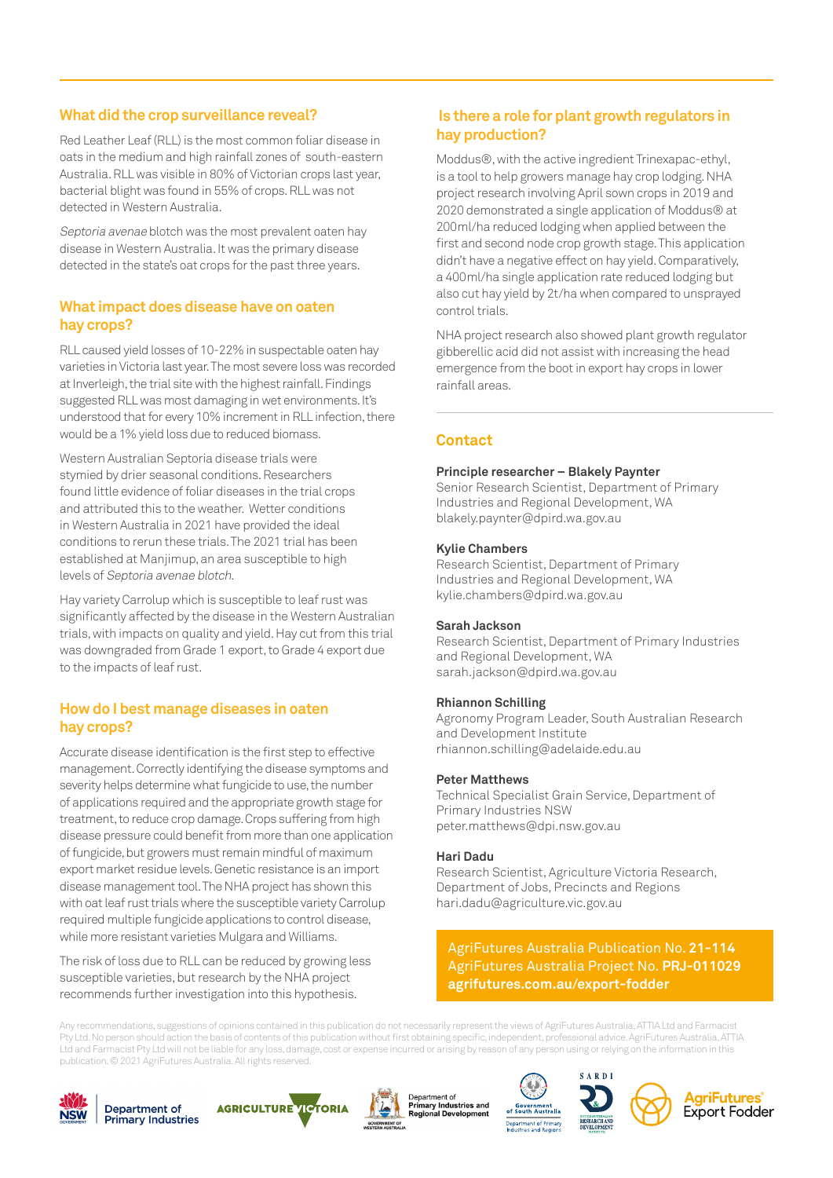## What did the crop surveillance reveal?

Red Leather Leaf (RLL) is the most common foliar disease in oats in the medium and high rainfall zones of south-eastern Australia. RLL was visible in 80% of Victorian crops last year, bacterial blight was found in 55% of crops. RLL was not detected in Western Australia.

*Septoria avenae* blotch was the most prevalent oaten hay disease in Western Australia. It was the primary disease detected in the state's oat crops for the past three years.

## What impact does disease have on oaten hay crops?

RLL caused yield losses of 10-22% in suspectable oaten hay varieties in Victoria last year. The most severe loss was recorded at Inverleigh, the trial site with the highest rainfall. Findings suggested RLL was most damaging in wet environments. It's understood that for every 10% increment in RLL infection, there would be a 1% yield loss due to reduced biomass.

Western Australian Septoria disease trials were stymied by drier seasonal conditions. Researchers found little evidence of foliar diseases in the trial crops and attributed this to the weather. Wetter conditions in Western Australia in 2021 have provided the ideal conditions to rerun these trials. The 2021 trial has been established at Manjimup, an area susceptible to high levels of *Septoria avenae blotch*.

Hay variety Carrolup which is susceptible to leaf rust was significantly affected by the disease in the Western Australian trials, with impacts on quality and yield. Hay cut from this trial was downgraded from Grade 1 export, to Grade 4 export due to the impacts of leaf rust.

## How do I best manage diseases in oaten hay crops?

Accurate disease identification is the first step to effective management. Correctly identifying the disease symptoms and severity helps determine what fungicide to use, the number of applications required and the appropriate growth stage for treatment, to reduce crop damage. Crops suffering from high disease pressure could benefit from more than one application of fungicide, but growers must remain mindful of maximum export market residue levels. Genetic resistance is an import disease management tool. The NHA project has shown this with oat leaf rust trials where the susceptible variety Carrolup required multiple fungicide applications to control disease, while more resistant varieties Mulgara and Williams.

The risk of loss due to RLL can be reduced by growing less susceptible varieties, but research by the NHA project recommends further investigation into this hypothesis.

## Is there a role for plant growth regulators in hay production?

Moddus®, with the active ingredient Trinexapac-ethyl, is a tool to help growers manage hay crop lodging. NHA project research involving April sown crops in 2019 and 2020 demonstrated a single application of Moddus® at 200ml/ha reduced lodging when applied between the first and second node crop growth stage. This application didn't have a negative effect on hay yield. Comparatively, a 400ml/ha single application rate reduced lodging but also cut hay yield by 2t/ha when compared to unsprayed control trials.

NHA project research also showed plant growth regulator gibberellic acid did not assist with increasing the head emergence from the boot in export hay crops in lower rainfall areas.

## Contact

**Principle researcher – Blakely Paynter**
Senior Research Scientist, Department of Primary Industries and Regional Development, WA
blakely.paynter@dpird.wa.gov.au

**Kylie Chambers**
Research Scientist, Department of Primary Industries and Regional Development, WA
kylie.chambers@dpird.wa.gov.au

**Sarah Jackson**
Research Scientist, Department of Primary Industries and Regional Development, WA
sarah.jackson@dpird.wa.gov.au

**Rhiannon Schilling**
Agronomy Program Leader, South Australian Research and Development Institute
rhiannon.schilling@adelaide.edu.au

**Peter Matthews**
Technical Specialist Grain Service, Department of Primary Industries NSW
peter.matthews@dpi.nsw.gov.au

**Hari Dadu**
Research Scientist, Agriculture Victoria Research, Department of Jobs, Precincts and Regions
hari.dadu@agriculture.vic.gov.au

AgriFutures Australia Publication No. **21-114**
AgriFutures Australia Project No. **PRJ-011029**
**agrifutures.com.au/export-fodder**

Any recommendations, suggestions of opinions contained in this publication do not necessarily represent the views of AgriFutures Australia, ATTIA Ltd and Farmacist Pty Ltd. No person should action the basis of contents of this publication without first obtaining specific, independent, professional advice. AgriFutures Australia, ATTIA Ltd and Farmacist Pty Ltd will not be liable for any loss, damage, cost or expense incurred or arising by reason of any person using or relying on the information in this publication. © 2021 AgriFutures Australia. All rights reserved.